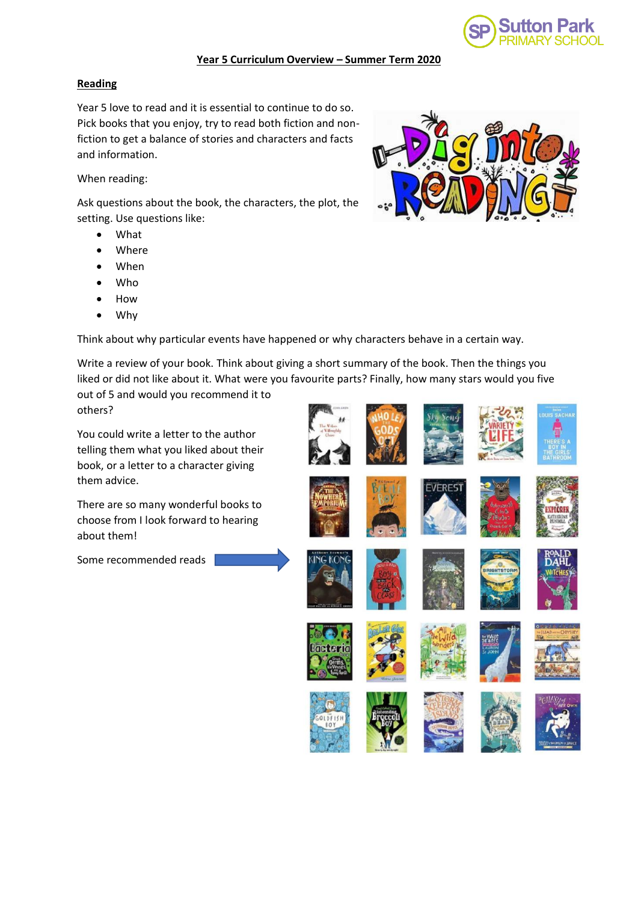Sutton Park PRIMARY SCHOOL

# Year 5 Curriculum Overview – Summer Term 2020

## Reading

Year 5 love to read and it is essential to continue to do so. Pick books that you enjoy, try to read both fiction and non-fiction to get a balance of stories and characters and facts and information.

When reading:

Ask questions about the book, the characters, the plot, the setting. Use questions like:

- What
- Where
- When
- Who
- How
- Why

Think about why particular events have happened or why characters behave in a certain way.

Write a review of your book. Think about giving a short summary of the book. Then the things you liked or did not like about it. What were you favourite parts? Finally, how many stars would you five out of 5 and would you recommend it to others?

You could write a letter to the author telling them what you liked about their book, or a letter to a character giving them advice.

There are so many wonderful books to choose from I look forward to hearing about them!

Some recommended reads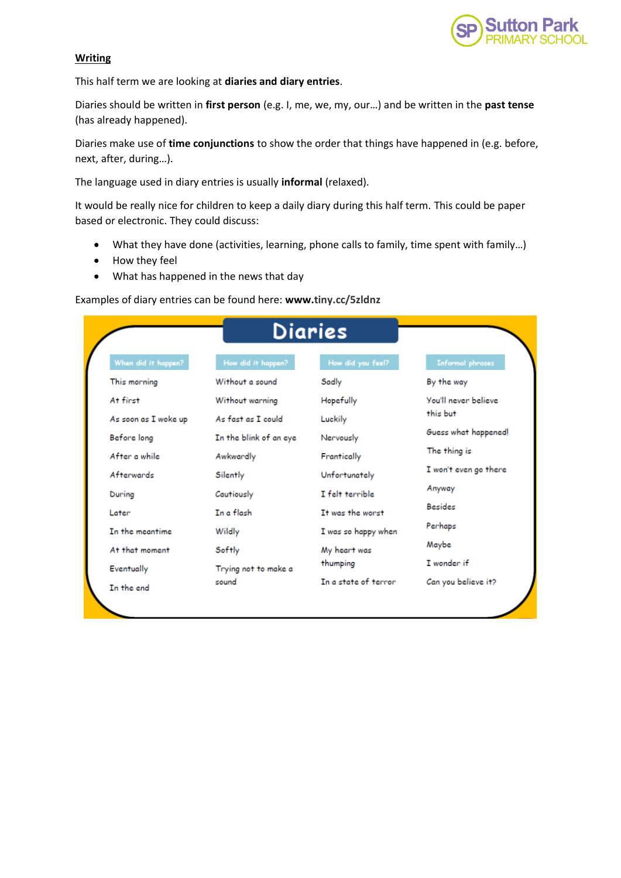**Writing**

This half term we are looking at **diaries and diary entries**.

Diaries should be written in **first person** (e.g. I, me, we, my, our…) and be written in the **past tense** (has already happened).

Diaries make use of **time conjunctions** to show the order that things have happened in (e.g. before, next, after, during…).

The language used in diary entries is usually **informal** (relaxed).

It would be really nice for children to keep a daily diary during this half term. This could be paper based or electronic. They could discuss:

- What they have done (activities, learning, phone calls to family, time spent with family…)
- How they feel
- What has happened in the news that day

Examples of diary entries can be found here: **www.tiny.cc/5zldnz**

## Diaries

| When did it happen? | How did it happen? | How did you feel? | Informal phrases |
|---|---|---|---|
| This morning | Without a sound | Sadly | By the way |
| At first | Without warning | Hopefully | You'll never believe this but |
| As soon as I woke up | As fast as I could | Luckily | Guess what happened! |
| Before long | In the blink of an eye | Nervously | The thing is |
| After a while | Awkwardly | Frantically | I won't even go there |
| Afterwards | Silently | Unfortunately | Anyway |
| During | Cautiously | I felt terrible | Besides |
| Later | In a flash | It was the worst | Perhaps |
| In the meantime | Wildly | I was so happy when | Maybe |
| At that moment | Softly | My heart was thumping | I wonder if |
| Eventually | Trying not to make a sound | In a state of terror | Can you believe it? |
| In the end | | | |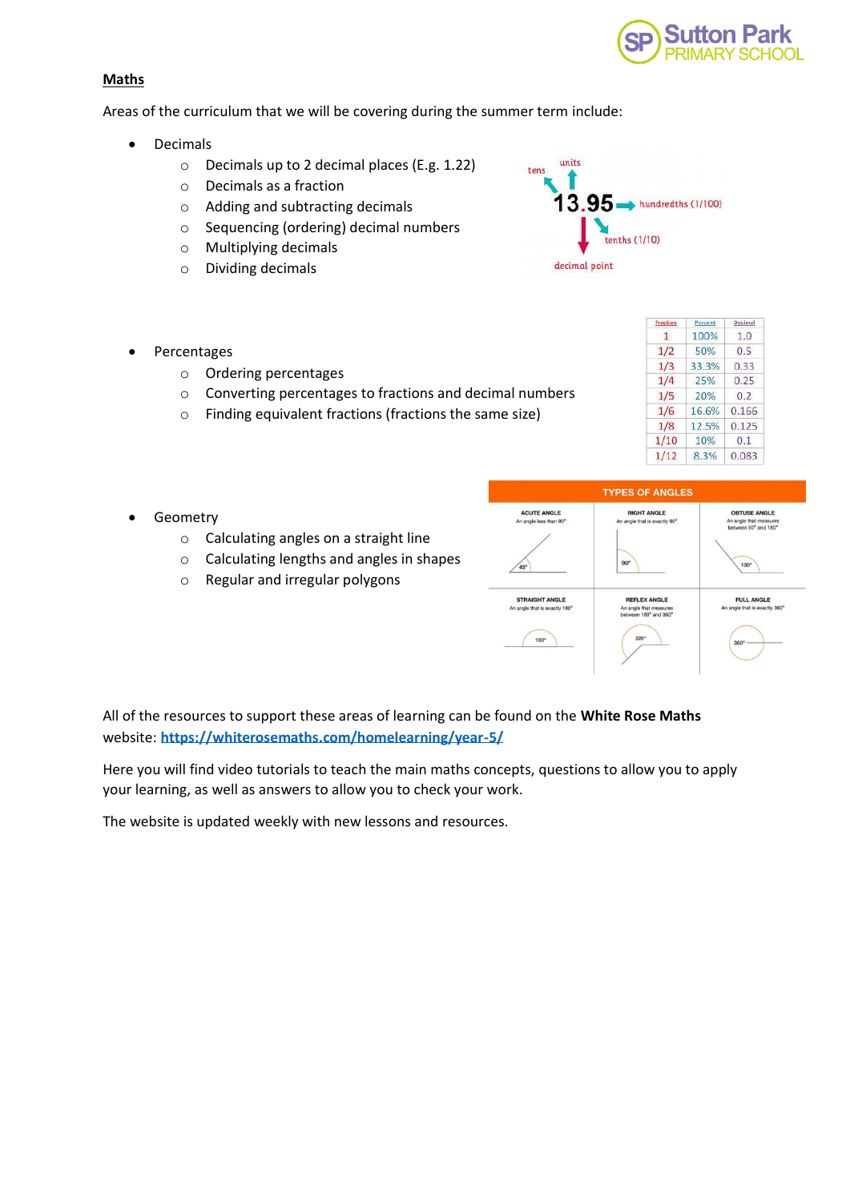## Maths

Areas of the curriculum that we will be covering during the summer term include:

- Decimals
  - Decimals up to 2 decimal places (E.g. 1.22)
  - Decimals as a fraction
  - Adding and subtracting decimals
  - Sequencing (ordering) decimal numbers
  - Multiplying decimals
  - Dividing decimals

- Percentages
  - Ordering percentages
  - Converting percentages to fractions and decimal numbers
  - Finding equivalent fractions (fractions the same size)

| Fraction | Percent | Decimal |
|---|---|---|
| 1 | 100% | 1.0 |
| 1/2 | 50% | 0.5 |
| 1/3 | 33.3% | 0.33 |
| 1/4 | 25% | 0.25 |
| 1/5 | 20% | 0.2 |
| 1/6 | 16.6% | 0.166 |
| 1/8 | 12.5% | 0.125 |
| 1/10 | 10% | 0.1 |
| 1/12 | 8.3% | 0.083 |

- Geometry
  - Calculating angles on a straight line
  - Calculating lengths and angles in shapes
  - Regular and irregular polygons

All of the resources to support these areas of learning can be found on the **White Rose Maths** website: https://whiterosemaths.com/homelearning/year-5/

Here you will find video tutorials to teach the main maths concepts, questions to allow you to apply your learning, as well as answers to allow you to check your work.

The website is updated weekly with new lessons and resources.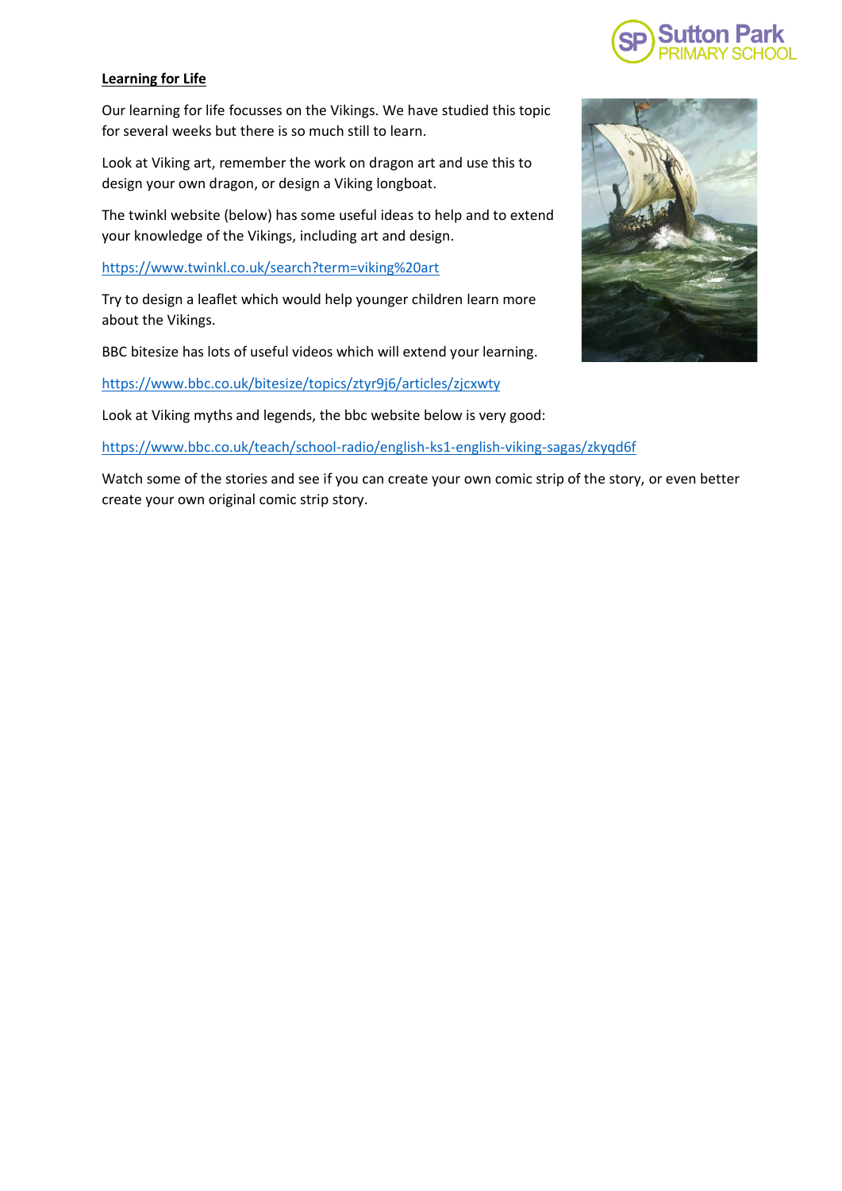**Learning for Life**

Our learning for life focusses on the Vikings. We have studied this topic for several weeks but there is so much still to learn.

Look at Viking art, remember the work on dragon art and use this to design your own dragon, or design a Viking longboat.

The twinkl website (below) has some useful ideas to help and to extend your knowledge of the Vikings, including art and design.

https://www.twinkl.co.uk/search?term=viking%20art

Try to design a leaflet which would help younger children learn more about the Vikings.

BBC bitesize has lots of useful videos which will extend your learning.

https://www.bbc.co.uk/bitesize/topics/ztyr9j6/articles/zjcxwty

Look at Viking myths and legends, the bbc website below is very good:

https://www.bbc.co.uk/teach/school-radio/english-ks1-english-viking-sagas/zkyqd6f

Watch some of the stories and see if you can create your own comic strip of the story, or even better create your own original comic strip story.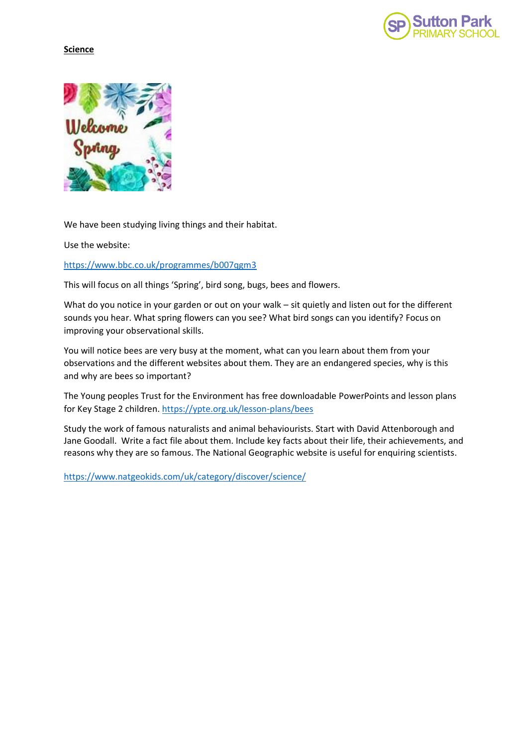**Science**

We have been studying living things and their habitat.

Use the website:

https://www.bbc.co.uk/programmes/b007qgm3

This will focus on all things 'Spring', bird song, bugs, bees and flowers.

What do you notice in your garden or out on your walk – sit quietly and listen out for the different sounds you hear. What spring flowers can you see? What bird songs can you identify? Focus on improving your observational skills.

You will notice bees are very busy at the moment, what can you learn about them from your observations and the different websites about them. They are an endangered species, why is this and why are bees so important?

The Young peoples Trust for the Environment has free downloadable PowerPoints and lesson plans for Key Stage 2 children. https://ypte.org.uk/lesson-plans/bees

Study the work of famous naturalists and animal behaviourists. Start with David Attenborough and Jane Goodall. Write a fact file about them. Include key facts about their life, their achievements, and reasons why they are so famous. The National Geographic website is useful for enquiring scientists.

https://www.natgeokids.com/uk/category/discover/science/